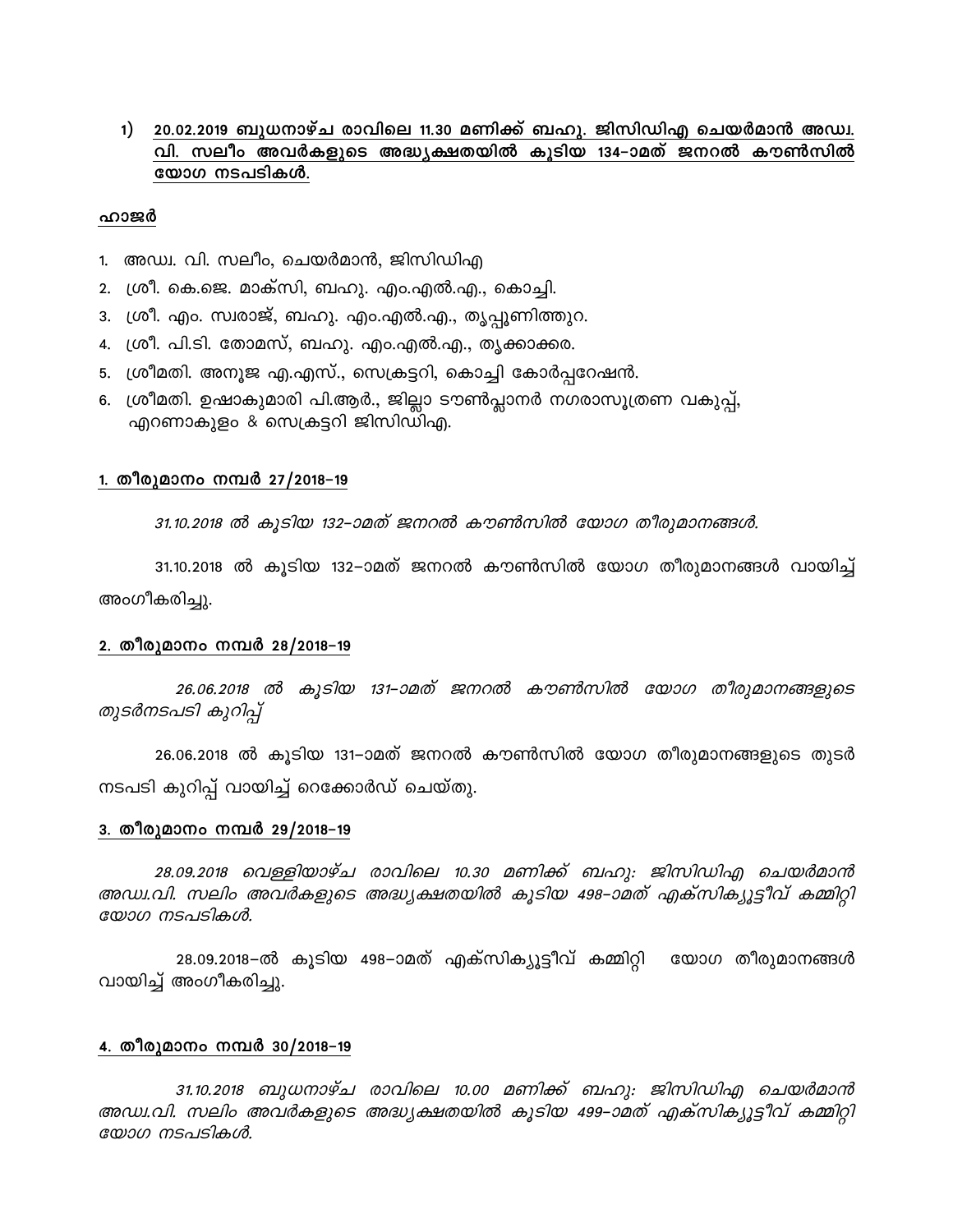1) **20.02.2019 ബുധനാഴ്ച രാവിലെ 11.30 മണിക്ക് ബഹു. ജിസിഡിഎ ചെയർമാൻ അഡ്വ. വി. സലീം അവർകളുടെ അദ്ധ്യക്ഷതയിൽ കൂടിയ 134-ാമത് ജനറൽ കൗൺസിൽ യോഗ നടപടികൾ.**

**ഹാജർ**

1. അഡ്വ. വി. സലീം, ചെയർമാൻ, ജിസിഡിഎ
2. ശ്രീ. കെ.ജെ. മാക്സി, ബഹു. എം.എൽ.എ., കൊച്ചി.
3. ശ്രീ. എം. സ്വരാജ്, ബഹു. എം.എൽ.എ., തൃപ്പൂണിത്തുറ.
4. ശ്രീ. പി.ടി. തോമസ്, ബഹു. എം.എൽ.എ., തൃക്കാക്കര.
5. ശ്രീമതി. അനൂജ എ.എസ്., സെക്രട്ടറി, കൊച്ചി കോർപ്പറേഷൻ.
6. ശ്രീമതി. ഉഷാകുമാരി പി.ആർ., ജില്ലാ ടൗൺപ്ലാനർ നഗരാസൂത്രണ വകുപ്പ്, എറണാകുളം & സെക്രട്ടറി ജിസിഡിഎ.

**1. തീരുമാനം നമ്പർ 27/2018-19**

*31.10.2018 ൽ കൂടിയ 132-ാമത് ജനറൽ കൗൺസിൽ യോഗ തീരുമാനങ്ങൾ.*

31.10.2018 ൽ കൂടിയ 132-ാമത് ജനറൽ കൗൺസിൽ യോഗ തീരുമാനങ്ങൾ വായിച്ച് അംഗീകരിച്ചു.

**2. തീരുമാനം നമ്പർ 28/2018-19**

*26.06.2018 ൽ കൂടിയ 131-ാമത് ജനറൽ കൗൺസിൽ യോഗ തീരുമാനങ്ങളുടെ തുടർനടപടി കുറിപ്പ്*

26.06.2018 ൽ കൂടിയ 131-ാമത് ജനറൽ കൗൺസിൽ യോഗ തീരുമാനങ്ങളുടെ തുടർ നടപടി കുറിപ്പ് വായിച്ച് റെക്കോർഡ് ചെയ്തു.

**3. തീരുമാനം നമ്പർ 29/2018-19**

*28.09.2018 വെള്ളിയാഴ്ച രാവിലെ 10.30 മണിക്ക് ബഹു: ജിസിഡിഎ ചെയർമാൻ അഡ്വ.വി. സലിം അവർകളുടെ അദ്ധ്യക്ഷതയിൽ കൂടിയ 498-ാമത് എക്സിക്യൂട്ടീവ് കമ്മിറ്റി യോഗ നടപടികൾ.*

28.09.2018-ൽ കൂടിയ 498-ാമത് എക്സിക്യൂട്ടീവ് കമ്മിറ്റി യോഗ തീരുമാനങ്ങൾ വായിച്ച് അംഗീകരിച്ചു.

**4. തീരുമാനം നമ്പർ 30/2018-19**

*31.10.2018 ബുധനാഴ്ച രാവിലെ 10.00 മണിക്ക് ബഹു: ജിസിഡിഎ ചെയർമാൻ അഡ്വ.വി. സലിം അവർകളുടെ അദ്ധ്യക്ഷതയിൽ കൂടിയ 499-ാമത് എക്സിക്യൂട്ടീവ് കമ്മിറ്റി യോഗ നടപടികൾ.*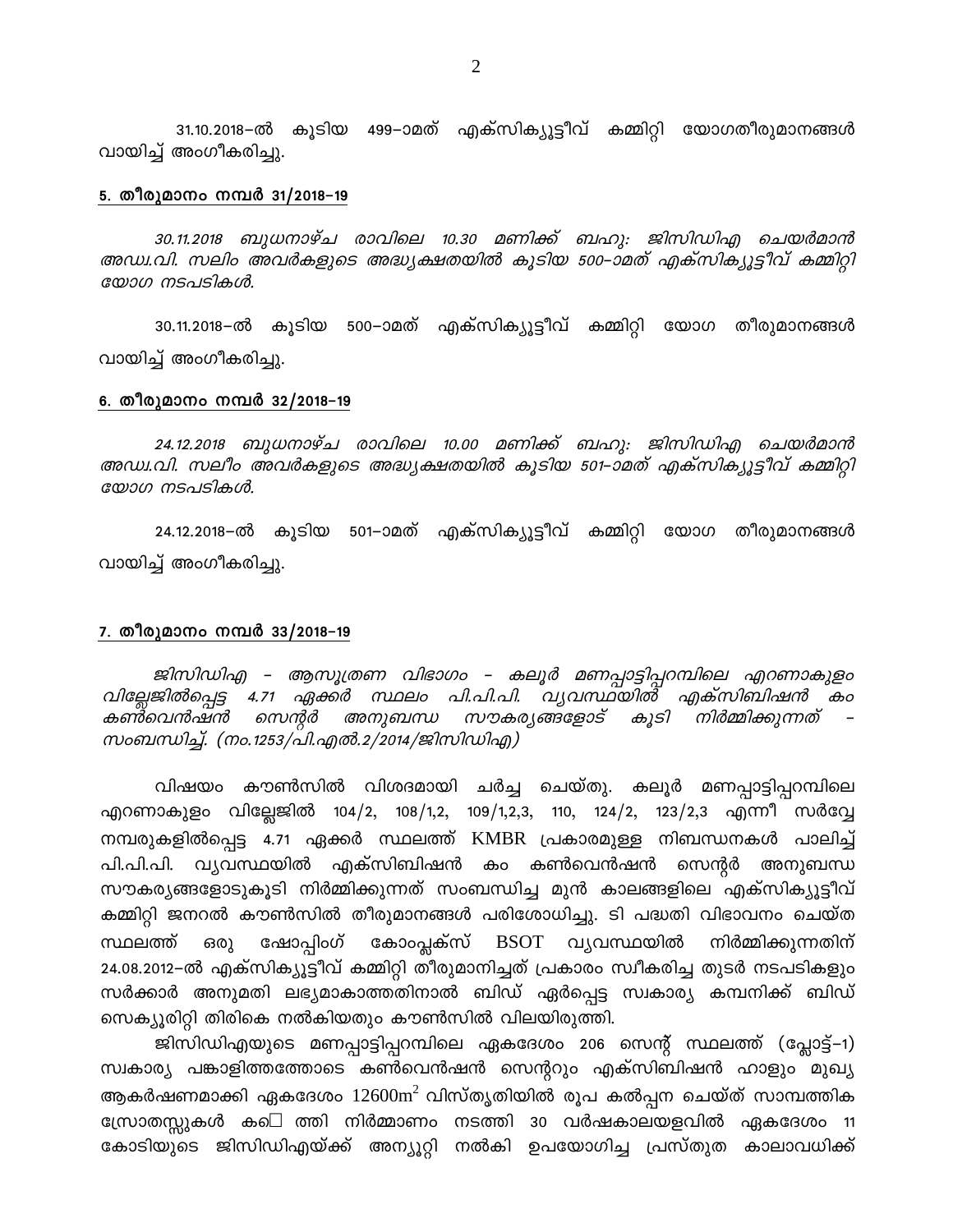31.10.2018–ൽ കൂടിയ 499–ാമത് എക്സിക്യൂട്ടീവ് കമ്മിറ്റി യോഗതീരുമാനങ്ങൾ വായിച്ച് അംഗീകരിച്ചു.

## 5. തീരുമാനം നമ്പർ 31/2018–19

*30.11.2018 ബുധനാഴ്ച രാവിലെ 10.30 മണിക്ക് ബഹു: ജിസിഡിഎ ചെയർമാൻ അഡ്വ.വി. സലിം അവർകളുടെ അദ്ധ്യക്ഷതയിൽ കൂടിയ 500–ാമത് എക്സിക്യൂട്ടീവ് കമ്മിറ്റി യോഗ നടപടികൾ.*

30.11.2018–ൽ കൂടിയ 500–ാമത് എക്സിക്യൂട്ടീവ് കമ്മിറ്റി യോഗ തീരുമാനങ്ങൾ വായിച്ച് അംഗീകരിച്ചു.

## 6. തീരുമാനം നമ്പർ 32/2018–19

*24.12.2018 ബുധനാഴ്ച രാവിലെ 10.00 മണിക്ക് ബഹു: ജിസിഡിഎ ചെയർമാൻ അഡ്വ.വി. സലീം അവർകളുടെ അദ്ധ്യക്ഷതയിൽ കൂടിയ 501–ാമത് എക്സിക്യൂട്ടീവ് കമ്മിറ്റി യോഗ നടപടികൾ.*

24.12.2018–ൽ കൂടിയ 501–ാമത് എക്സിക്യൂട്ടീവ് കമ്മിറ്റി യോഗ തീരുമാനങ്ങൾ വായിച്ച് അംഗീകരിച്ചു.

## 7. തീരുമാനം നമ്പർ 33/2018–19

*ജിസിഡിഎ – ആസൂത്രണ വിഭാഗം – കലൂർ മണപ്പാട്ടിപ്പറമ്പിലെ എറണാകുളം വില്ലേജിൽപ്പെട്ട 4.71 ഏക്കർ സ്ഥലം പി.പി.പി. വ്യവസ്ഥയിൽ എക്സിബിഷൻ കം കൺവെൻഷൻ സെന്റർ അനുബന്ധ സൗകര്യങ്ങളോട് കൂടി നിർമ്മിക്കുന്നത് – സംബന്ധിച്ച്. (നം.1253/പി.എൽ.2/2014/ജിസിഡിഎ)*

വിഷയം കൗൺസിൽ വിശദമായി ചർച്ച ചെയ്തു. കലൂർ മണപ്പാട്ടിപ്പറമ്പിലെ എറണാകുളം വില്ലേജിൽ 104/2, 108/1,2, 109/1,2,3, 110, 124/2, 123/2,3 എന്നീ സർവ്വേ നമ്പരുകളിൽപ്പെട്ട 4.71 ഏക്കർ സ്ഥലത്ത് KMBR പ്രകാരമുള്ള നിബന്ധനകൾ പാലിച്ച് പി.പി.പി. വ്യവസ്ഥയിൽ എക്സിബിഷൻ കം കൺവെൻഷൻ സെന്റർ അനുബന്ധ സൗകര്യങ്ങളോടുകൂടി നിർമ്മിക്കുന്നത് സംബന്ധിച്ച മുൻ കാലങ്ങളിലെ എക്സിക്യൂട്ടീവ് കമ്മിറ്റി ജനറൽ കൗൺസിൽ തീരുമാനങ്ങൾ പരിശോധിച്ചു. ടി പദ്ധതി വിഭാവനം ചെയ്ത സ്ഥലത്ത് ഒരു ഷോപ്പിംഗ് കോംപ്ലക്സ് BSOT വ്യവസ്ഥയിൽ നിർമ്മിക്കുന്നതിന് 24.08.2012–ൽ എക്സിക്യൂട്ടീവ് കമ്മിറ്റി തീരുമാനിച്ചത് പ്രകാരം സ്വീകരിച്ച തുടർ നടപടികളും സർക്കാർ അനുമതി ലഭ്യമാകാത്തതിനാൽ ബിഡ് ഏർപ്പെട്ട സ്വകാര്യ കമ്പനിക്ക് ബിഡ് സെക്യൂരിറ്റി തിരികെ നൽകിയതും കൗൺസിൽ വിലയിരുത്തി.

ജിസിഡിഎയുടെ മണപ്പാട്ടിപ്പറമ്പിലെ ഏകദേശം 206 സെന്റ് സ്ഥലത്ത് (പ്ലോട്ട്–1) സ്വകാര്യ പങ്കാളിത്തത്തോടെ കൺവെൻഷൻ സെന്ററും എക്സിബിഷൻ ഹാളും മുഖ്യ ആകർഷണമാക്കി ഏകദേശം $12600m^2$ വിസ്തൃതിയിൽ രൂപ കൽപ്പന ചെയ്ത് സാമ്പത്തിക സ്രോതസ്സുകൾ കണ്ടെത്തി നിർമ്മാണം നടത്തി 30 വർഷകാലയളവിൽ ഏകദേശം 11 കോടിയുടെ ജിസിഡിഎയ്ക്ക് അന്യൂറ്റി നൽകി ഉപയോഗിച്ച പ്രസ്തുത കാലാവധിക്ക്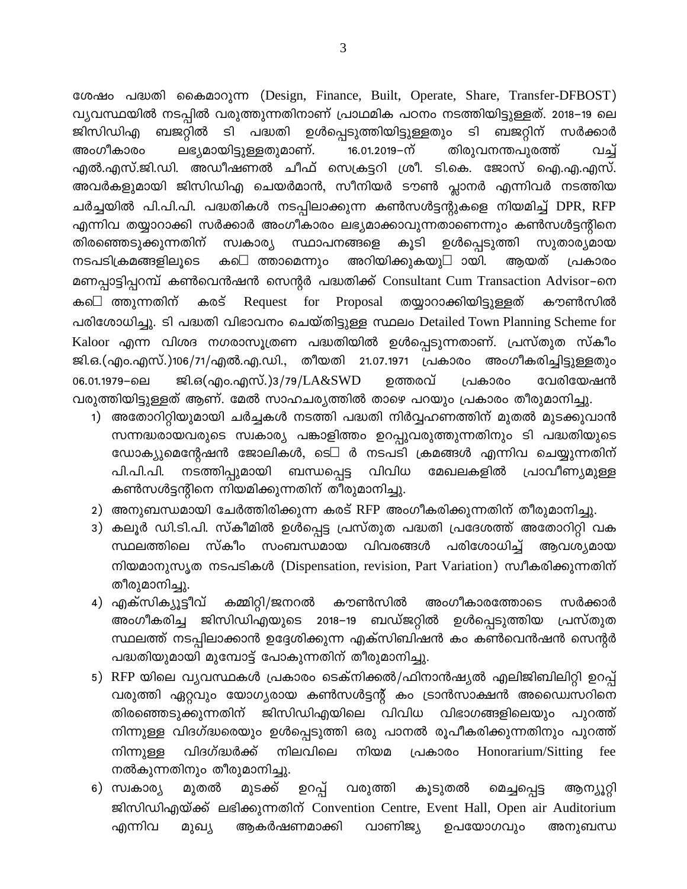ശേഷം പദ്ധതി കൈമാറുന്ന (Design, Finance, Built, Operate, Share, Transfer-DFBOST) വ്യവസ്ഥയിൽ നടപ്പിൽ വരുത്തുന്നതിനാണ് പ്രാഥമിക പഠനം നടത്തിയിട്ടുള്ളത്. 2018–19 ലെ ജിസിഡിഎ ബജറ്റിൽ ടി പദ്ധതി ഉൾപ്പെടുത്തിയിട്ടുള്ളതും ടി ബജറ്റിന് സർക്കാർ അംഗീകാരം ലഭ്യമായിട്ടുള്ളതുമാണ്. 16.01.2019–ന് തിരുവനന്തപുരത്ത് വച്ച് എൽ.എസ്.ജി.ഡി. അഡീഷണൽ ചീഫ് സെക്രട്ടറി ശ്രീ. ടി.കെ. ജോസ് ഐ.എ.എസ്. അവർകളുമായി ജിസിഡിഎ ചെയർമാൻ, സീനിയർ ടൗൺ പ്ലാനർ എന്നിവർ നടത്തിയ ചർച്ചയിൽ പി.പി.പി. പദ്ധതികൾ നടപ്പിലാക്കുന്ന കൺസൾട്ടന്റുകളെ നിയമിച്ച് DPR, RFP എന്നിവ തയ്യാറാക്കി സർക്കാർ അംഗീകാരം ലഭ്യമാക്കാവുന്നതാണെന്നും കൺസൾട്ടന്റിനെ തിരഞ്ഞെടുക്കുന്നതിന് സ്വകാര്യ സ്ഥാപനങ്ങളെ കൂടി ഉൾപ്പെടുത്തി സുതാര്യമായ നടപടിക്രമങ്ങളിലൂടെ ക‌ണ്ടെത്താമെന്നും അറിയിക്കുകയുണ്ടായി. ആയത് പ്രകാരം മണപ്പാട്ടിപ്പറമ്പ് കൺവെൻഷൻ സെന്റർ പദ്ധതിക്ക് Consultant Cum Transaction Advisor–നെ കണ്ടെത്തുന്നതിന് കരട് Request for Proposal തയ്യാറാക്കിയിട്ടുള്ളത് കൗൺസിൽ പരിശോധിച്ചു. ടി പദ്ധതി വിഭാവനം ചെയ്തിട്ടുള്ള സ്ഥലം Detailed Town Planning Scheme for Kaloor എന്ന വിശദ നഗരാസൂത്രണ പദ്ധതിയിൽ ഉൾപ്പെടുന്നതാണ്. പ്രസ്തുത സ്കീം ജി.ഒ.(എം.എസ്.)106/71/എൽ.എ.ഡി., തീയതി 21.07.1971 പ്രകാരം അംഗീകരിച്ചിട്ടുള്ളതും 06.01.1979–ലെ ജി.ഒ(എം.എസ്.)3/79/LA&SWD ഉത്തരവ് പ്രകാരം വേരിയേഷൻ വരുത്തിയിട്ടുള്ളത് ആണ്. മേൽ സാഹചര്യത്തിൽ താഴെ പറയും പ്രകാരം തീരുമാനിച്ചു.

1) അതോറിറ്റിയുമായി ചർച്ചകൾ നടത്തി പദ്ധതി നിർവ്വഹണത്തിന് മുതൽ മുടക്കുവാൻ സന്നദ്ധരായവരുടെ സ്വകാര്യ പങ്കാളിത്തം ഉറപ്പുവരുത്തുന്നതിനും ടി പദ്ധതിയുടെ ഡോക്യുമെന്റേഷൻ ജോലികൾ, ടെണ്ടർ നടപടി ക്രമങ്ങൾ എന്നിവ ചെയ്യുന്നതിന് പി.പി.പി. നടത്തിപ്പുമായി ബന്ധപ്പെട്ട വിവിധ മേഖലകളിൽ പ്രാവീണ്യമുള്ള കൺസൾട്ടന്റിനെ നിയമിക്കുന്നതിന് തീരുമാനിച്ചു.
2) അനുബന്ധമായി ചേർത്തിരിക്കുന്ന കരട് RFP അംഗീകരിക്കുന്നതിന് തീരുമാനിച്ചു.
3) കലൂർ ഡി.ടി.പി. സ്കീമിൽ ഉൾപ്പെട്ട പ്രസ്തുത പദ്ധതി പ്രദേശത്ത് അതോറിറ്റി വക സ്ഥലത്തിലെ സ്കീം സംബന്ധമായ വിവരങ്ങൾ പരിശോധിച്ച് ആവശ്യമായ നിയമാനുസൃത നടപടികൾ (Dispensation, revision, Part Variation) സ്വീകരിക്കുന്നതിന് തീരുമാനിച്ചു.
4) എക്സിക്യൂട്ടീവ് കമ്മിറ്റി/ജനറൽ കൗൺസിൽ അംഗീകാരത്തോടെ സർക്കാർ അംഗീകരിച്ച ജിസിഡിഎയുടെ 2018–19 ബഡ്ജറ്റിൽ ഉൾപ്പെടുത്തിയ പ്രസ്തുത സ്ഥലത്ത് നടപ്പിലാക്കാൻ ഉദ്ദേശിക്കുന്ന എക്സിബിഷൻ കം കൺവെൻഷൻ സെന്റർ പദ്ധതിയുമായി മുമ്പോട്ട് പോകുന്നതിന് തീരുമാനിച്ചു.
5) RFP യിലെ വ്യവസ്ഥകൾ പ്രകാരം ടെക്നിക്കൽ/ഫിനാൻഷ്യൽ എലിജിബിലിറ്റി ഉറപ്പ് വരുത്തി ഏറ്റവും യോഗ്യരായ കൺസൾട്ടന്റ് കം ട്രാൻസാക്ഷൻ അഡ്വൈസറിനെ തിരഞ്ഞെടുക്കുന്നതിന് ജിസിഡിഎയിലെ വിവിധ വിഭാഗങ്ങളിലെയും പുറത്ത് നിന്നുള്ള വിദഗ്ദ്ധരെയും ഉൾപ്പെടുത്തി ഒരു പാനൽ രൂപീകരിക്കുന്നതിനും പുറത്ത് നിന്നുള്ള വിദഗ്ദ്ധർക്ക് നിലവിലെ നിയമ പ്രകാരം Honorarium/Sitting fee നൽകുന്നതിനും തീരുമാനിച്ചു.
6) സ്വകാര്യ മുതൽ മുടക്ക് ഉറപ്പ് വരുത്തി കൂടുതൽ മെച്ചപ്പെട്ട ആന്യൂറ്റി ജിസിഡിഎയ്ക്ക് ലഭിക്കുന്നതിന് Convention Centre, Event Hall, Open air Auditorium എന്നിവ മുഖ്യ ആകർഷണമാക്കി വാണിജ്യ ഉപയോഗവും അനുബന്ധ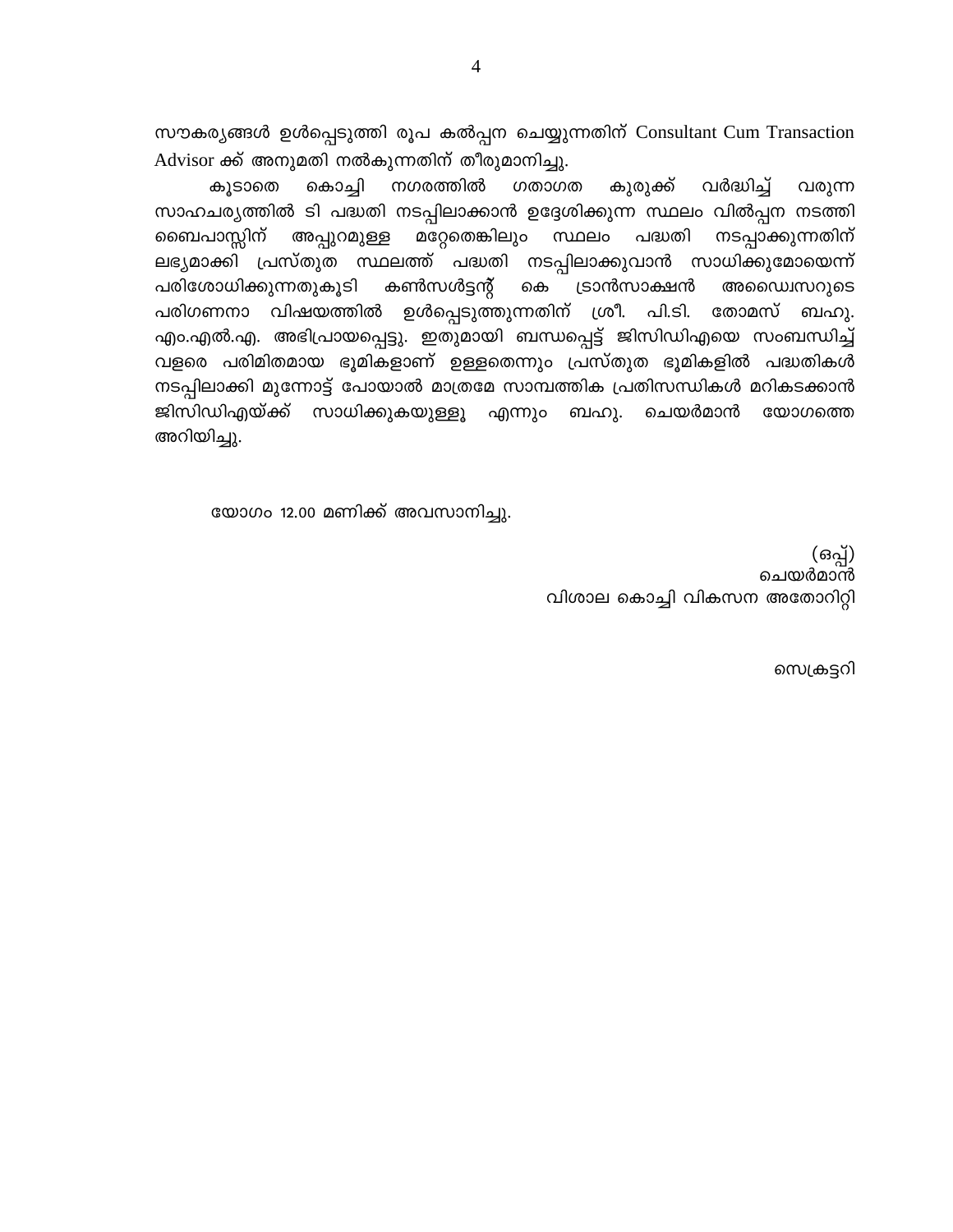സൗകര്യങ്ങൾ ഉൾപ്പെടുത്തി രൂപ കൽപ്പന ചെയ്യുന്നതിന് Consultant Cum Transaction Advisor ക്ക് അനുമതി നൽകുന്നതിന് തീരുമാനിച്ചു.

കൂടാതെ കൊച്ചി നഗരത്തിൽ ഗതാഗത കുരുക്ക് വർദ്ധിച്ച് വരുന്ന സാഹചര്യത്തിൽ ടി പദ്ധതി നടപ്പിലാക്കാൻ ഉദ്ദേശിക്കുന്ന സ്ഥലം വിൽപ്പന നടത്തി ബൈപാസ്സിന് അപ്പുറമുള്ള മറ്റേതെങ്കിലും സ്ഥലം പദ്ധതി നടപ്പാക്കുന്നതിന് ലഭ്യമാക്കി പ്രസ്തുത സ്ഥലത്ത് പദ്ധതി നടപ്പിലാക്കുവാൻ സാധിക്കുമോയെന്ന് പരിശോധിക്കുന്നതുകൂടി കൺസൾട്ടന്റ് കെ ട്രാൻസാക്ഷൻ അഡ്വൈസറുടെ പരിഗണനാ വിഷയത്തിൽ ഉൾപ്പെടുത്തുന്നതിന് ശ്രീ. പി.ടി. തോമസ് ബഹു. എം.എൽ.എ. അഭിപ്രായപ്പെട്ടു. ഇതുമായി ബന്ധപ്പെട്ട് ജിസിഡിഎയെ സംബന്ധിച്ച് വളരെ പരിമിതമായ ഭൂമികളാണ് ഉള്ളതെന്നും പ്രസ്തുത ഭൂമികളിൽ പദ്ധതികൾ നടപ്പിലാക്കി മുന്നോട്ട് പോയാൽ മാത്രമേ സാമ്പത്തിക പ്രതിസന്ധികൾ മറികടക്കാൻ ജിസിഡിഎയ്ക്ക് സാധിക്കുകയുള്ളൂ എന്നും ബഹു. ചെയർമാൻ യോഗത്തെ അറിയിച്ചു.

യോഗം 12.00 മണിക്ക് അവസാനിച്ചു.

(ഒപ്പ്)
ചെയർമാൻ
വിശാല കൊച്ചി വികസന അതോറിറ്റി

സെക്രട്ടറി